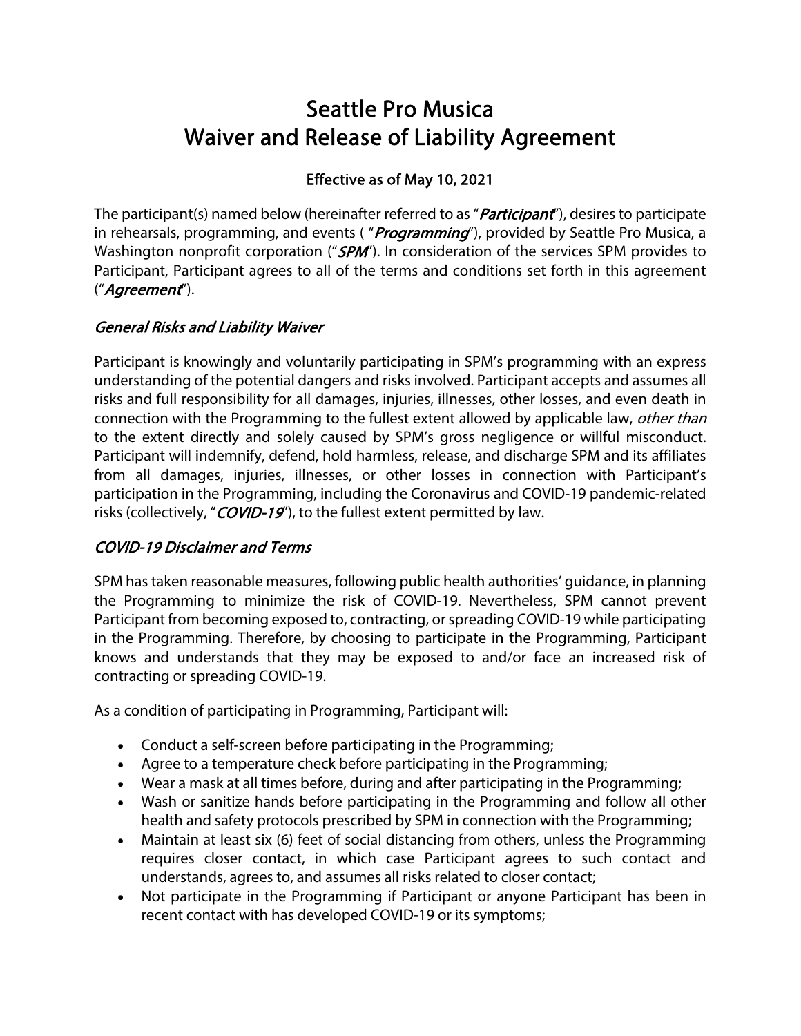# Seattle Pro Musica
# Waiver and Release of Liability Agreement

**Effective as of May 10, 2021**

The participant(s) named below (hereinafter referred to as "***Participant***"), desires to participate in rehearsals, programming, and events ( "***Programming***"), provided by Seattle Pro Musica, a Washington nonprofit corporation ("***SPM***"). In consideration of the services SPM provides to Participant, Participant agrees to all of the terms and conditions set forth in this agreement ("***Agreement***").

## *General Risks and Liability Waiver*

Participant is knowingly and voluntarily participating in SPM's programming with an express understanding of the potential dangers and risks involved. Participant accepts and assumes all risks and full responsibility for all damages, injuries, illnesses, other losses, and even death in connection with the Programming to the fullest extent allowed by applicable law, *other than* to the extent directly and solely caused by SPM's gross negligence or willful misconduct. Participant will indemnify, defend, hold harmless, release, and discharge SPM and its affiliates from all damages, injuries, illnesses, or other losses in connection with Participant's participation in the Programming, including the Coronavirus and COVID-19 pandemic-related risks (collectively, "***COVID-19***"), to the fullest extent permitted by law.

## *COVID-19 Disclaimer and Terms*

SPM has taken reasonable measures, following public health authorities' guidance, in planning the Programming to minimize the risk of COVID-19. Nevertheless, SPM cannot prevent Participant from becoming exposed to, contracting, or spreading COVID-19 while participating in the Programming. Therefore, by choosing to participate in the Programming, Participant knows and understands that they may be exposed to and/or face an increased risk of contracting or spreading COVID-19.

As a condition of participating in Programming, Participant will:

- Conduct a self-screen before participating in the Programming;
- Agree to a temperature check before participating in the Programming;
- Wear a mask at all times before, during and after participating in the Programming;
- Wash or sanitize hands before participating in the Programming and follow all other health and safety protocols prescribed by SPM in connection with the Programming;
- Maintain at least six (6) feet of social distancing from others, unless the Programming requires closer contact, in which case Participant agrees to such contact and understands, agrees to, and assumes all risks related to closer contact;
- Not participate in the Programming if Participant or anyone Participant has been in recent contact with has developed COVID-19 or its symptoms;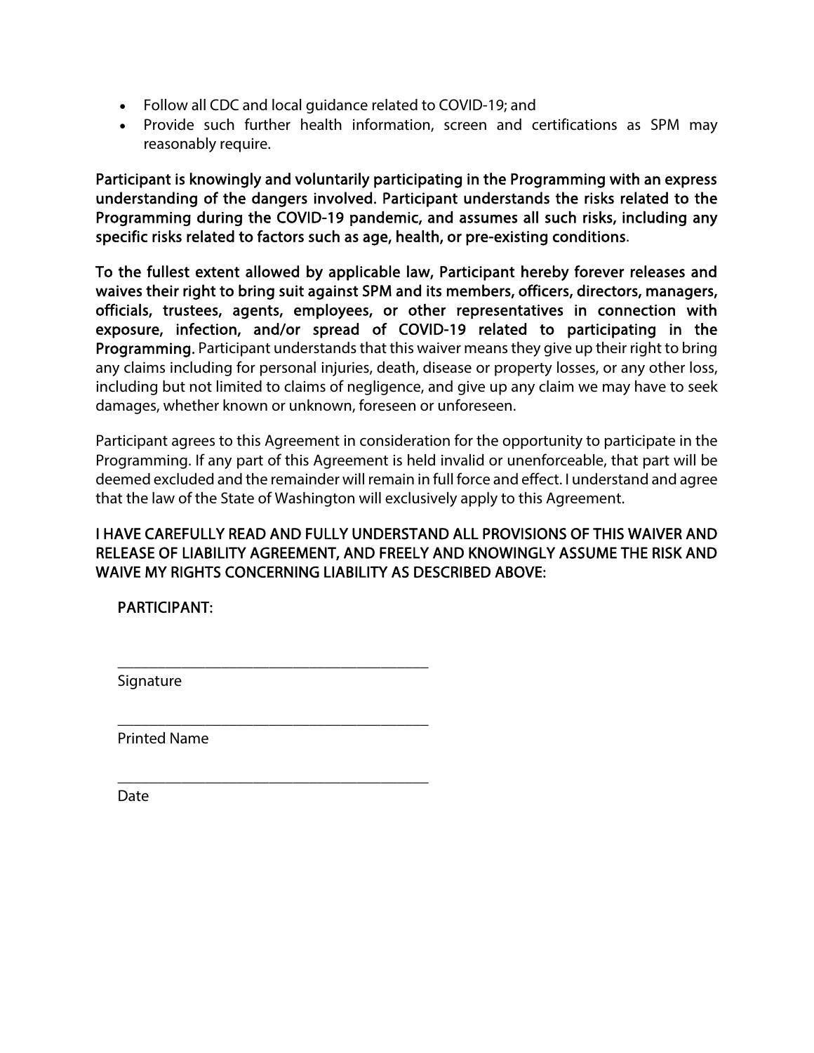- Follow all CDC and local guidance related to COVID-19; and
- Provide such further health information, screen and certifications as SPM may reasonably require.

**Participant is knowingly and voluntarily participating in the Programming with an express understanding of the dangers involved. Participant understands the risks related to the Programming during the COVID-19 pandemic, and assumes all such risks, including any specific risks related to factors such as age, health, or pre-existing conditions**.

**To the fullest extent allowed by applicable law, Participant hereby forever releases and waives their right to bring suit against SPM and its members, officers, directors, managers, officials, trustees, agents, employees, or other representatives in connection with exposure, infection, and/or spread of COVID-19 related to participating in the Programming.** Participant understands that this waiver means they give up their right to bring any claims including for personal injuries, death, disease or property losses, or any other loss, including but not limited to claims of negligence, and give up any claim we may have to seek damages, whether known or unknown, foreseen or unforeseen.

Participant agrees to this Agreement in consideration for the opportunity to participate in the Programming. If any part of this Agreement is held invalid or unenforceable, that part will be deemed excluded and the remainder will remain in full force and effect. I understand and agree that the law of the State of Washington will exclusively apply to this Agreement.

**I HAVE CAREFULLY READ AND FULLY UNDERSTAND ALL PROVISIONS OF THIS WAIVER AND RELEASE OF LIABILITY AGREEMENT, AND FREELY AND KNOWINGLY ASSUME THE RISK AND WAIVE MY RIGHTS CONCERNING LIABILITY AS DESCRIBED ABOVE:**

**PARTICIPANT:**

\_\_\_\_\_\_\_\_\_\_\_\_\_\_\_\_\_\_\_\_\_\_\_\_\_\_\_\_\_\_\_\_\_\_\_\_\_\_\_\_

Signature

\_\_\_\_\_\_\_\_\_\_\_\_\_\_\_\_\_\_\_\_\_\_\_\_\_\_\_\_\_\_\_\_\_\_\_\_\_\_\_\_

Printed Name

\_\_\_\_\_\_\_\_\_\_\_\_\_\_\_\_\_\_\_\_\_\_\_\_\_\_\_\_\_\_\_\_\_\_\_\_\_\_\_\_

Date